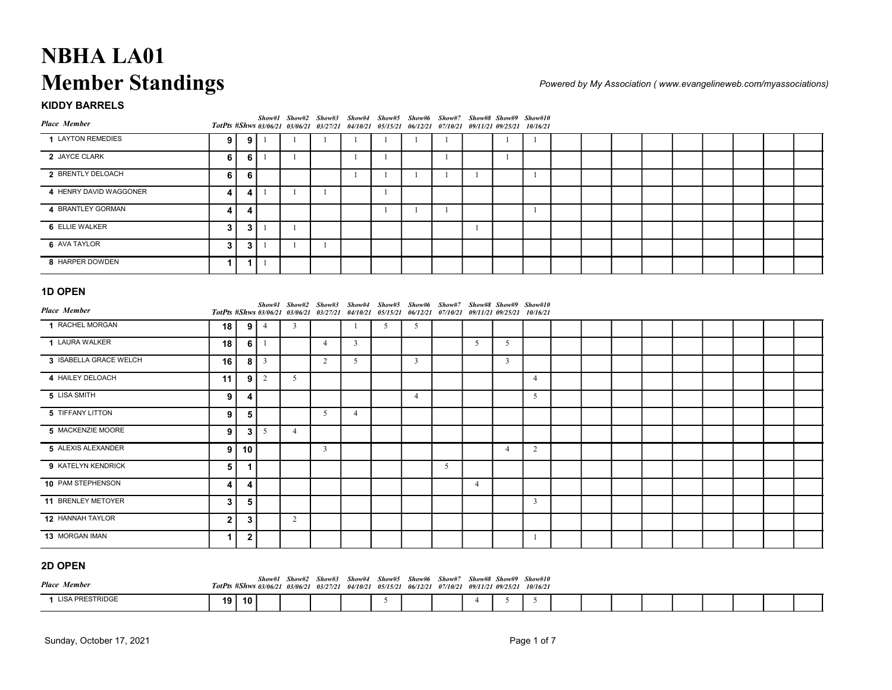# NBHA LA01
# Member Standings

*Powered by My Association ( www.evangelineweb.com/myassociations)*

### KIDDY BARRELS

| Place | Member | TotPts | #Shws | Show#1 03/06/21 | Show#2 03/06/21 | Show#3 03/27/21 | Show#4 04/10/21 | Show#5 05/15/21 | Show#6 06/12/21 | Show#7 07/10/21 | Show#8 09/11/21 | Show#9 09/25/21 | Show#10 10/16/21 |
|---|---|---|---|---|---|---|---|---|---|---|---|---|---|
| 1 | LAYTON REMEDIES | 9 | 9 | 1 | 1 | 1 | 1 | 1 | 1 | 1 | | 1 | 1 |
| 2 | JAYCE CLARK | 6 | 6 | 1 | 1 | | 1 | 1 | | 1 | | 1 | |
| 2 | BRENTLY DELOACH | 6 | 6 | | | | 1 | 1 | 1 | 1 | 1 | | 1 |
| 4 | HENRY DAVID WAGGONER | 4 | 4 | 1 | 1 | 1 | | 1 | | | | | |
| 4 | BRANTLEY GORMAN | 4 | 4 | | | | | 1 | 1 | 1 | | | 1 |
| 6 | ELLIE WALKER | 3 | 3 | 1 | 1 | | | | | | 1 | | |
| 6 | AVA TAYLOR | 3 | 3 | 1 | 1 | 1 | | | | | | | |
| 8 | HARPER DOWDEN | 1 | 1 | 1 | | | | | | | | | |

### 1D OPEN

| Place | Member | TotPts | #Shws | Show#1 03/06/21 | Show#2 03/06/21 | Show#3 03/27/21 | Show#4 04/10/21 | Show#5 05/15/21 | Show#6 06/12/21 | Show#7 07/10/21 | Show#8 09/11/21 | Show#9 09/25/21 | Show#10 10/16/21 |
|---|---|---|---|---|---|---|---|---|---|---|---|---|---|
| 1 | RACHEL MORGAN | 18 | 9 | 4 | 3 | | 1 | 5 | 5 | | | | |
| 1 | LAURA WALKER | 18 | 6 | 1 | | 4 | 3 | | | | 5 | 5 | |
| 3 | ISABELLA GRACE WELCH | 16 | 8 | 3 | | 2 | 5 | | 3 | | | 3 | |
| 4 | HAILEY DELOACH | 11 | 9 | 2 | 5 | | | | | | | | 4 |
| 5 | LISA SMITH | 9 | 4 | | | | | | 4 | | | | 5 |
| 5 | TIFFANY LITTON | 9 | 5 | | | 5 | 4 | | | | | | |
| 5 | MACKENZIE MOORE | 9 | 3 | 5 | 4 | | | | | | | | |
| 5 | ALEXIS ALEXANDER | 9 | 10 | | | 3 | | | | | | 4 | 2 |
| 9 | KATELYN KENDRICK | 5 | 1 | | | | | | | 5 | | | |
| 10 | PAM STEPHENSON | 4 | 4 | | | | | | | | 4 | | |
| 11 | BRENLEY METOYER | 3 | 5 | | | | | | | | | | 3 |
| 12 | HANNAH TAYLOR | 2 | 3 | | 2 | | | | | | | | |
| 13 | MORGAN IMAN | 1 | 2 | | | | | | | | | | 1 |

### 2D OPEN

| Place | Member | TotPts | #Shws | Show#1 03/06/21 | Show#2 03/06/21 | Show#3 03/27/21 | Show#4 04/10/21 | Show#5 05/15/21 | Show#6 06/12/21 | Show#7 07/10/21 | Show#8 09/11/21 | Show#9 09/25/21 | Show#10 10/16/21 |
|---|---|---|---|---|---|---|---|---|---|---|---|---|---|
| 1 | LISA PRESTRIDGE | 19 | 10 | | | | | 5 | | | 4 | 5 | 5 |

Sunday, October 17, 2021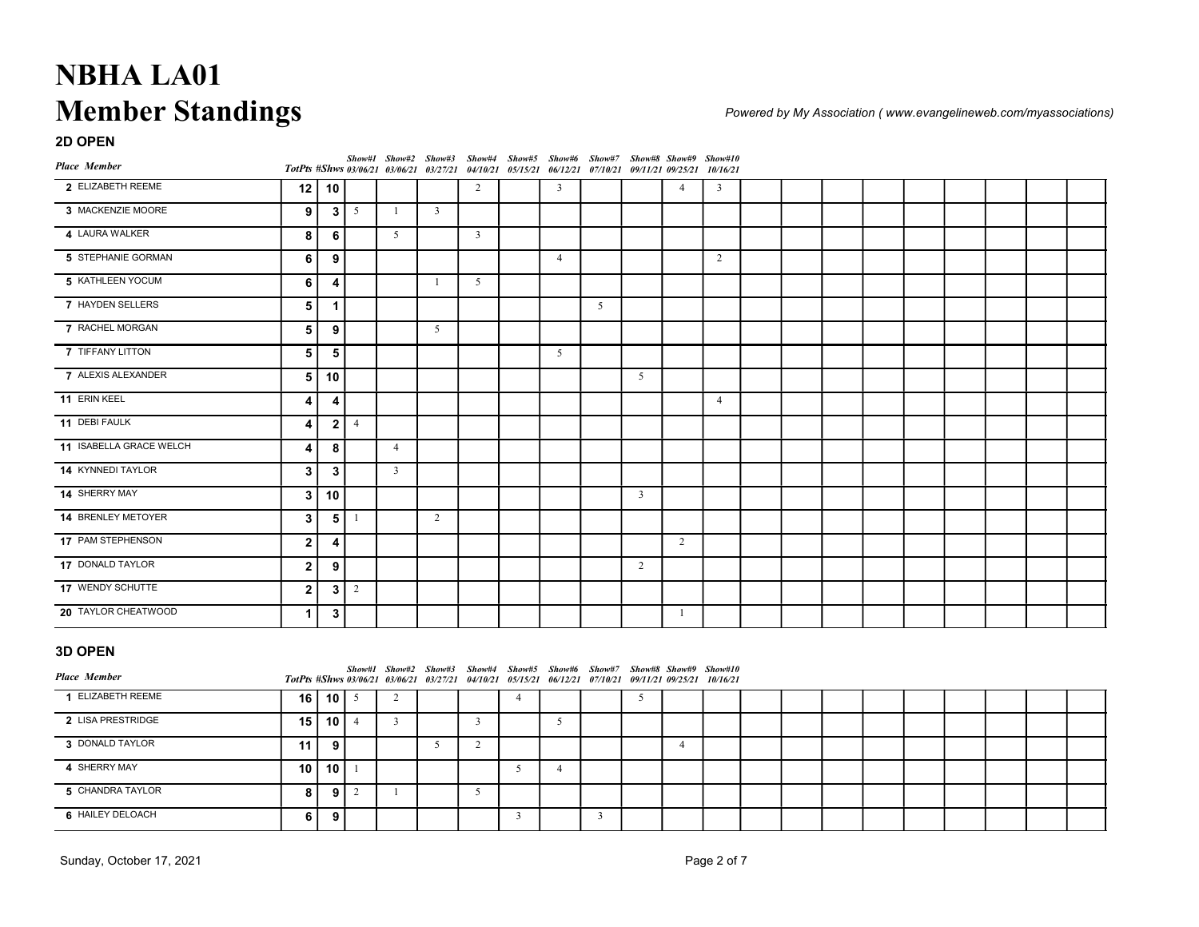# NBHA LA01

# Member Standings

*Powered by My Association ( www.evangelineweb.com/myassociations)*

## 2D OPEN

| Place | Member | TotPts | #Shws | Show#1 03/06/21 | Show#2 03/06/21 | Show#3 03/27/21 | Show#4 04/10/21 | Show#5 05/15/21 | Show#6 06/12/21 | Show#7 07/10/21 | Show#8 09/11/21 | Show#9 09/25/21 | Show#10 10/16/21 |
|---|---|---|---|---|---|---|---|---|---|---|---|---|---|
| 2 | ELIZABETH REEME | 12 | 10 | | | | 2 | | 3 | | | 4 | 3 |
| 3 | MACKENZIE MOORE | 9 | 3 | 5 | 1 | 3 | | | | | | | |
| 4 | LAURA WALKER | 8 | 6 | | 5 | | 3 | | | | | | |
| 5 | STEPHANIE GORMAN | 6 | 9 | | | | | | 4 | | | | 2 |
| 5 | KATHLEEN YOCUM | 6 | 4 | | | 1 | 5 | | | | | | |
| 7 | HAYDEN SELLERS | 5 | 1 | | | | | | | 5 | | | |
| 7 | RACHEL MORGAN | 5 | 9 | | | 5 | | | | | | | |
| 7 | TIFFANY LITTON | 5 | 5 | | | | | | 5 | | | | |
| 7 | ALEXIS ALEXANDER | 5 | 10 | | | | | | | | 5 | | |
| 11 | ERIN KEEL | 4 | 4 | | | | | | | | | | 4 |
| 11 | DEBI FAULK | 4 | 2 | 4 | | | | | | | | | |
| 11 | ISABELLA GRACE WELCH | 4 | 8 | | 4 | | | | | | | | |
| 14 | KYNNEDI TAYLOR | 3 | 3 | | 3 | | | | | | | | |
| 14 | SHERRY MAY | 3 | 10 | | | | | | | | 3 | | |
| 14 | BRENLEY METOYER | 3 | 5 | 1 | | 2 | | | | | | | |
| 17 | PAM STEPHENSON | 2 | 4 | | | | | | | | | 2 | |
| 17 | DONALD TAYLOR | 2 | 9 | | | | | | | | 2 | | |
| 17 | WENDY SCHUTTE | 2 | 3 | 2 | | | | | | | | | |
| 20 | TAYLOR CHEATWOOD | 1 | 3 | | | | | | | | | 1 | |

## 3D OPEN

| Place | Member | TotPts | #Shws | Show#1 03/06/21 | Show#2 03/06/21 | Show#3 03/27/21 | Show#4 04/10/21 | Show#5 05/15/21 | Show#6 06/12/21 | Show#7 07/10/21 | Show#8 09/11/21 | Show#9 09/25/21 | Show#10 10/16/21 |
|---|---|---|---|---|---|---|---|---|---|---|---|---|---|
| 1 | ELIZABETH REEME | 16 | 10 | 5 | 2 | | | 4 | | | 5 | | |
| 2 | LISA PRESTRIDGE | 15 | 10 | 4 | 3 | | 3 | | 5 | | | | |
| 3 | DONALD TAYLOR | 11 | 9 | | | 5 | 2 | | | | | 4 | |
| 4 | SHERRY MAY | 10 | 10 | 1 | | | | 5 | 4 | | | | |
| 5 | CHANDRA TAYLOR | 8 | 9 | 2 | 1 | | 5 | | | | | | |
| 6 | HAILEY DELOACH | 6 | 9 | | | | | 3 | | 3 | | | |

Sunday, October 17, 2021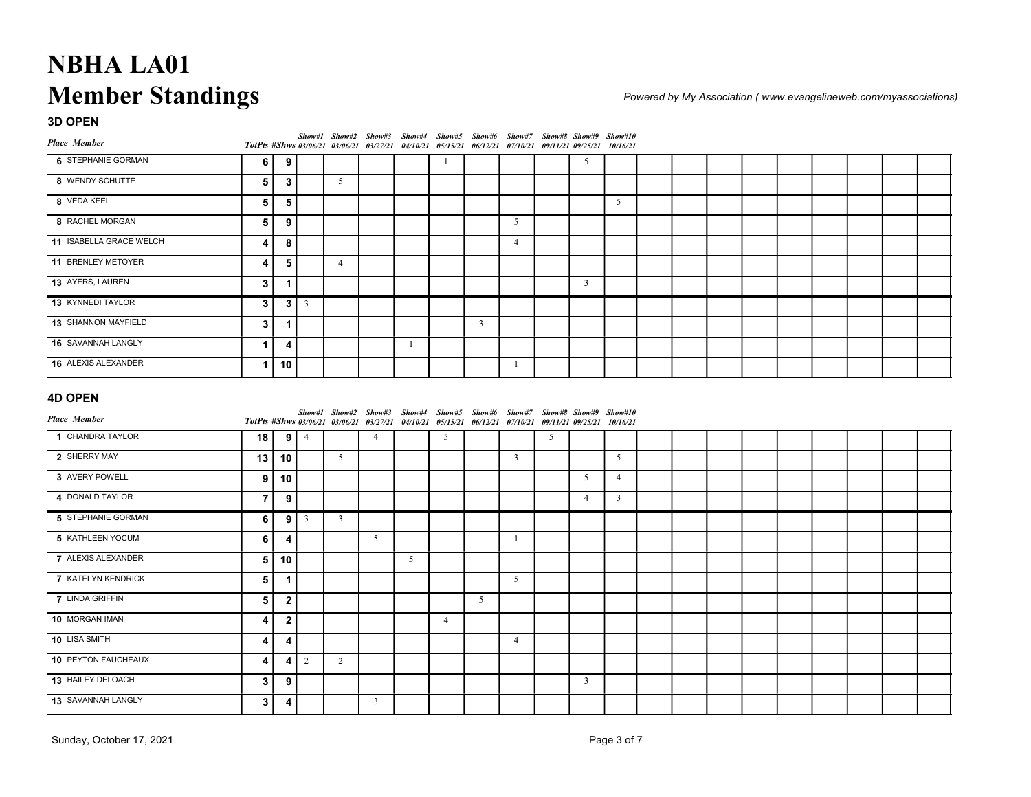# NBHA LA01
# Member Standings

*Powered by My Association ( www.evangelineweb.com/myassociations)*

### 3D OPEN

| Place | Member | TotPts | #Shws | Show#1 03/06/21 | Show#2 03/06/21 | Show#3 03/27/21 | Show#4 04/10/21 | Show#5 05/15/21 | Show#6 06/12/21 | Show#7 07/10/21 | Show#8 09/11/21 | Show#9 09/25/21 | Show#10 10/16/21 |
|---|---|---|---|---|---|---|---|---|---|---|---|---|---|
| 6 | STEPHANIE GORMAN | 6 | 9 | | | | | 1 | | | | 5 | |
| 8 | WENDY SCHUTTE | 5 | 3 | | 5 | | | | | | | | |
| 8 | VEDA KEEL | 5 | 5 | | | | | | | | | | 5 |
| 8 | RACHEL MORGAN | 5 | 9 | | | | | | | 5 | | | |
| 11 | ISABELLA GRACE WELCH | 4 | 8 | | | | | | | 4 | | | |
| 11 | BRENLEY METOYER | 4 | 5 | | 4 | | | | | | | | |
| 13 | AYERS, LAUREN | 3 | 1 | | | | | | | | | 3 | |
| 13 | KYNNEDI TAYLOR | 3 | 3 | 3 | | | | | | | | | |
| 13 | SHANNON MAYFIELD | 3 | 1 | | | | | | 3 | | | | |
| 16 | SAVANNAH LANGLY | 1 | 4 | | | | 1 | | | | | | |
| 16 | ALEXIS ALEXANDER | 1 | 10 | | | | | | | 1 | | | |

### 4D OPEN

| Place | Member | TotPts | #Shws | Show#1 03/06/21 | Show#2 03/06/21 | Show#3 03/27/21 | Show#4 04/10/21 | Show#5 05/15/21 | Show#6 06/12/21 | Show#7 07/10/21 | Show#8 09/11/21 | Show#9 09/25/21 | Show#10 10/16/21 |
|---|---|---|---|---|---|---|---|---|---|---|---|---|---|
| 1 | CHANDRA TAYLOR | 18 | 9 | 4 | | 4 | | 5 | | | 5 | | |
| 2 | SHERRY MAY | 13 | 10 | | 5 | | | | | 3 | | | 5 |
| 3 | AVERY POWELL | 9 | 10 | | | | | | | | | 5 | 4 |
| 4 | DONALD TAYLOR | 7 | 9 | | | | | | | | | 4 | 3 |
| 5 | STEPHANIE GORMAN | 6 | 9 | 3 | 3 | | | | | | | | |
| 5 | KATHLEEN YOCUM | 6 | 4 | | | 5 | | | | 1 | | | |
| 7 | ALEXIS ALEXANDER | 5 | 10 | | | | 5 | | | | | | |
| 7 | KATELYN KENDRICK | 5 | 1 | | | | | | | 5 | | | |
| 7 | LINDA GRIFFIN | 5 | 2 | | | | | | 5 | | | | |
| 10 | MORGAN IMAN | 4 | 2 | | | | | 4 | | | | | |
| 10 | LISA SMITH | 4 | 4 | | | | | | | 4 | | | |
| 10 | PEYTON FAUCHEAUX | 4 | 4 | 2 | 2 | | | | | | | | |
| 13 | HAILEY DELOACH | 3 | 9 | | | | | | | | | 3 | |
| 13 | SAVANNAH LANGLY | 3 | 4 | | | 3 | | | | | | | |

Sunday, October 17, 2021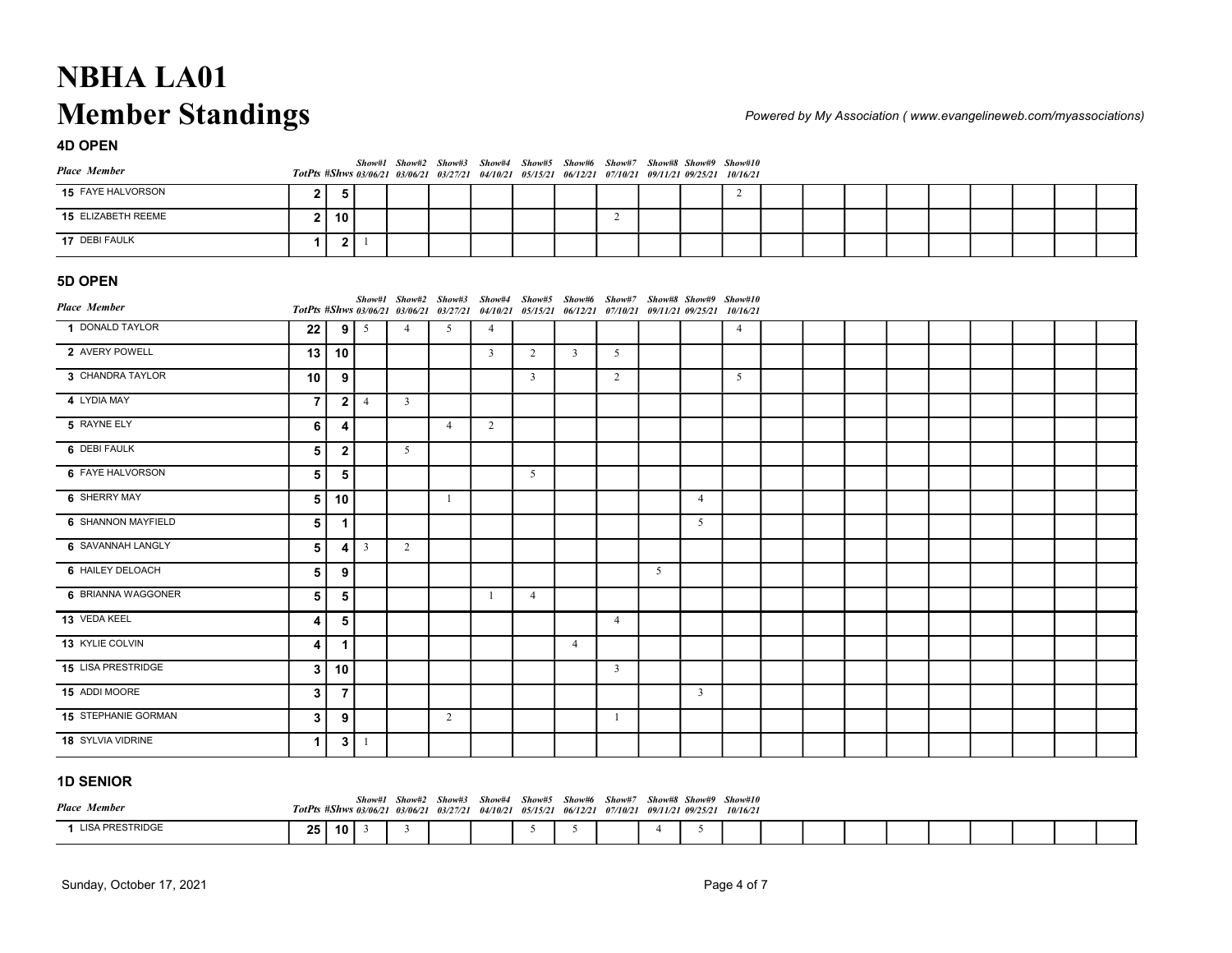# NBHA LA01

# Member Standings

*Powered by My Association ( www.evangelineweb.com/myassociations)*

## 4D OPEN

| Place | Member | TotPts | #Shws | Show#1 03/06/21 | Show#2 03/06/21 | Show#3 03/27/21 | Show#4 04/10/21 | Show#5 05/15/21 | Show#6 06/12/21 | Show#7 07/10/21 | Show#8 09/11/21 | Show#9 09/25/21 | Show#10 10/16/21 |
|---|---|---|---|---|---|---|---|---|---|---|---|---|---|
| 15 | FAYE HALVORSON | 2 | 5 | | | | | | | | | | 2 |
| 15 | ELIZABETH REEME | 2 | 10 | | | | | | | 2 | | | |
| 17 | DEBI FAULK | 1 | 2 | 1 | | | | | | | | | |

## 5D OPEN

| Place | Member | TotPts | #Shws | Show#1 03/06/21 | Show#2 03/06/21 | Show#3 03/27/21 | Show#4 04/10/21 | Show#5 05/15/21 | Show#6 06/12/21 | Show#7 07/10/21 | Show#8 09/11/21 | Show#9 09/25/21 | Show#10 10/16/21 |
|---|---|---|---|---|---|---|---|---|---|---|---|---|---|
| 1 | DONALD TAYLOR | 22 | 9 | 5 | 4 | 5 | 4 | | | | | | 4 |
| 2 | AVERY POWELL | 13 | 10 | | | | 3 | 2 | 3 | 5 | | | |
| 3 | CHANDRA TAYLOR | 10 | 9 | | | | | 3 | | 2 | | | 5 |
| 4 | LYDIA MAY | 7 | 2 | 4 | 3 | | | | | | | | |
| 5 | RAYNE ELY | 6 | 4 | | | 4 | 2 | | | | | | |
| 6 | DEBI FAULK | 5 | 2 | | 5 | | | | | | | | |
| 6 | FAYE HALVORSON | 5 | 5 | | | | | 5 | | | | | |
| 6 | SHERRY MAY | 5 | 10 | | | 1 | | | | | | 4 | |
| 6 | SHANNON MAYFIELD | 5 | 1 | | | | | | | | | 5 | |
| 6 | SAVANNAH LANGLY | 5 | 4 | 3 | 2 | | | | | | | | |
| 6 | HAILEY DELOACH | 5 | 9 | | | | | | | | 5 | | |
| 6 | BRIANNA WAGGONER | 5 | 5 | | | | 1 | 4 | | | | | |
| 13 | VEDA KEEL | 4 | 5 | | | | | | | 4 | | | |
| 13 | KYLIE COLVIN | 4 | 1 | | | | | | 4 | | | | |
| 15 | LISA PRESTRIDGE | 3 | 10 | | | | | | | 3 | | | |
| 15 | ADDI MOORE | 3 | 7 | | | | | | | | | 3 | |
| 15 | STEPHANIE GORMAN | 3 | 9 | | | 2 | | | | 1 | | | |
| 18 | SYLVIA VIDRINE | 1 | 3 | 1 | | | | | | | | | |

## 1D SENIOR

| Place | Member | TotPts | #Shws | Show#1 03/06/21 | Show#2 03/06/21 | Show#3 03/27/21 | Show#4 04/10/21 | Show#5 05/15/21 | Show#6 06/12/21 | Show#7 07/10/21 | Show#8 09/11/21 | Show#9 09/25/21 | Show#10 10/16/21 |
|---|---|---|---|---|---|---|---|---|---|---|---|---|---|
| 1 | LISA PRESTRIDGE | 25 | 10 | 3 | 3 | | | 5 | 5 | | 4 | 5 | |

Sunday, October 17, 2021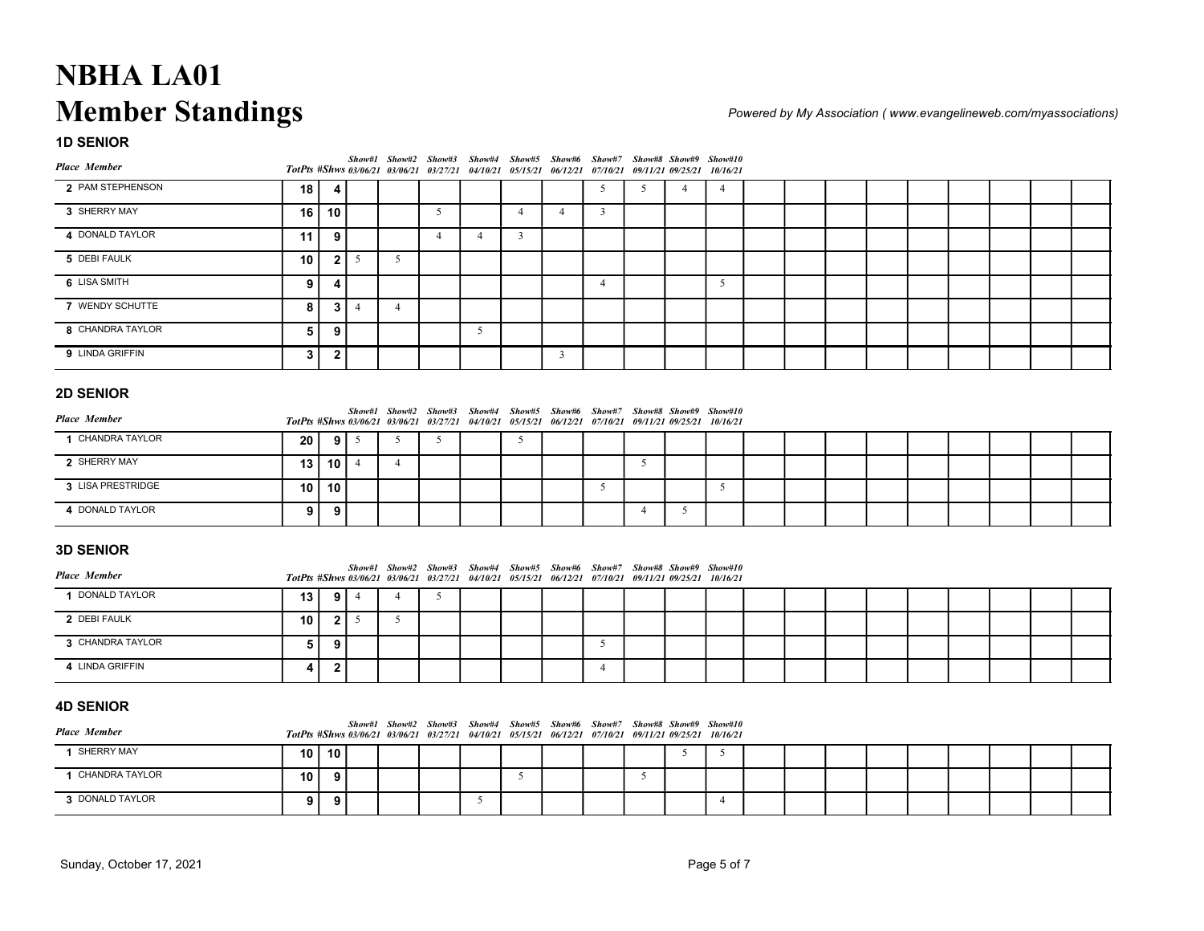# NBHA LA01
# Member Standings

*Powered by My Association ( www.evangelineweb.com/myassociations)*

### 1D SENIOR

| Place | Member | TotPts | #Shws | Show#1 03/06/21 | Show#2 03/06/21 | Show#3 03/27/21 | Show#4 04/10/21 | Show#5 05/15/21 | Show#6 06/12/21 | Show#7 07/10/21 | Show#8 09/11/21 | Show#9 09/25/21 | Show#10 10/16/21 |
|---|---|---|---|---|---|---|---|---|---|---|---|---|---|
| 2 | PAM STEPHENSON | 18 | 4 | | | | | | | 5 | 5 | 4 | 4 |
| 3 | SHERRY MAY | 16 | 10 | | | 5 | | 4 | 4 | 3 | | | |
| 4 | DONALD TAYLOR | 11 | 9 | | | 4 | 4 | 3 | | | | | |
| 5 | DEBI FAULK | 10 | 2 | 5 | 5 | | | | | | | | |
| 6 | LISA SMITH | 9 | 4 | | | | | | | 4 | | | 5 |
| 7 | WENDY SCHUTTE | 8 | 3 | 4 | 4 | | | | | | | | |
| 8 | CHANDRA TAYLOR | 5 | 9 | | | | 5 | | | | | | |
| 9 | LINDA GRIFFIN | 3 | 2 | | | | | | 3 | | | | |

### 2D SENIOR

| Place | Member | TotPts | #Shws | Show#1 03/06/21 | Show#2 03/06/21 | Show#3 03/27/21 | Show#4 04/10/21 | Show#5 05/15/21 | Show#6 06/12/21 | Show#7 07/10/21 | Show#8 09/11/21 | Show#9 09/25/21 | Show#10 10/16/21 |
|---|---|---|---|---|---|---|---|---|---|---|---|---|---|
| 1 | CHANDRA TAYLOR | 20 | 9 | 5 | 5 | 5 | | 5 | | | | | |
| 2 | SHERRY MAY | 13 | 10 | 4 | 4 | | | | | | 5 | | |
| 3 | LISA PRESTRIDGE | 10 | 10 | | | | | | | 5 | | | 5 |
| 4 | DONALD TAYLOR | 9 | 9 | | | | | | | | 4 | 5 | |

### 3D SENIOR

| Place | Member | TotPts | #Shws | Show#1 03/06/21 | Show#2 03/06/21 | Show#3 03/27/21 | Show#4 04/10/21 | Show#5 05/15/21 | Show#6 06/12/21 | Show#7 07/10/21 | Show#8 09/11/21 | Show#9 09/25/21 | Show#10 10/16/21 |
|---|---|---|---|---|---|---|---|---|---|---|---|---|---|
| 1 | DONALD TAYLOR | 13 | 9 | 4 | 4 | 5 | | | | | | | |
| 2 | DEBI FAULK | 10 | 2 | 5 | 5 | | | | | | | | |
| 3 | CHANDRA TAYLOR | 5 | 9 | | | | | | | 5 | | | |
| 4 | LINDA GRIFFIN | 4 | 2 | | | | | | | 4 | | | |

### 4D SENIOR

| Place | Member | TotPts | #Shws | Show#1 03/06/21 | Show#2 03/06/21 | Show#3 03/27/21 | Show#4 04/10/21 | Show#5 05/15/21 | Show#6 06/12/21 | Show#7 07/10/21 | Show#8 09/11/21 | Show#9 09/25/21 | Show#10 10/16/21 |
|---|---|---|---|---|---|---|---|---|---|---|---|---|---|
| 1 | SHERRY MAY | 10 | 10 | | | | | | | | | 5 | 5 |
| 1 | CHANDRA TAYLOR | 10 | 9 | | | | | 5 | | | 5 | | |
| 3 | DONALD TAYLOR | 9 | 9 | | | | 5 | | | | | | 4 |

Sunday, October 17, 2021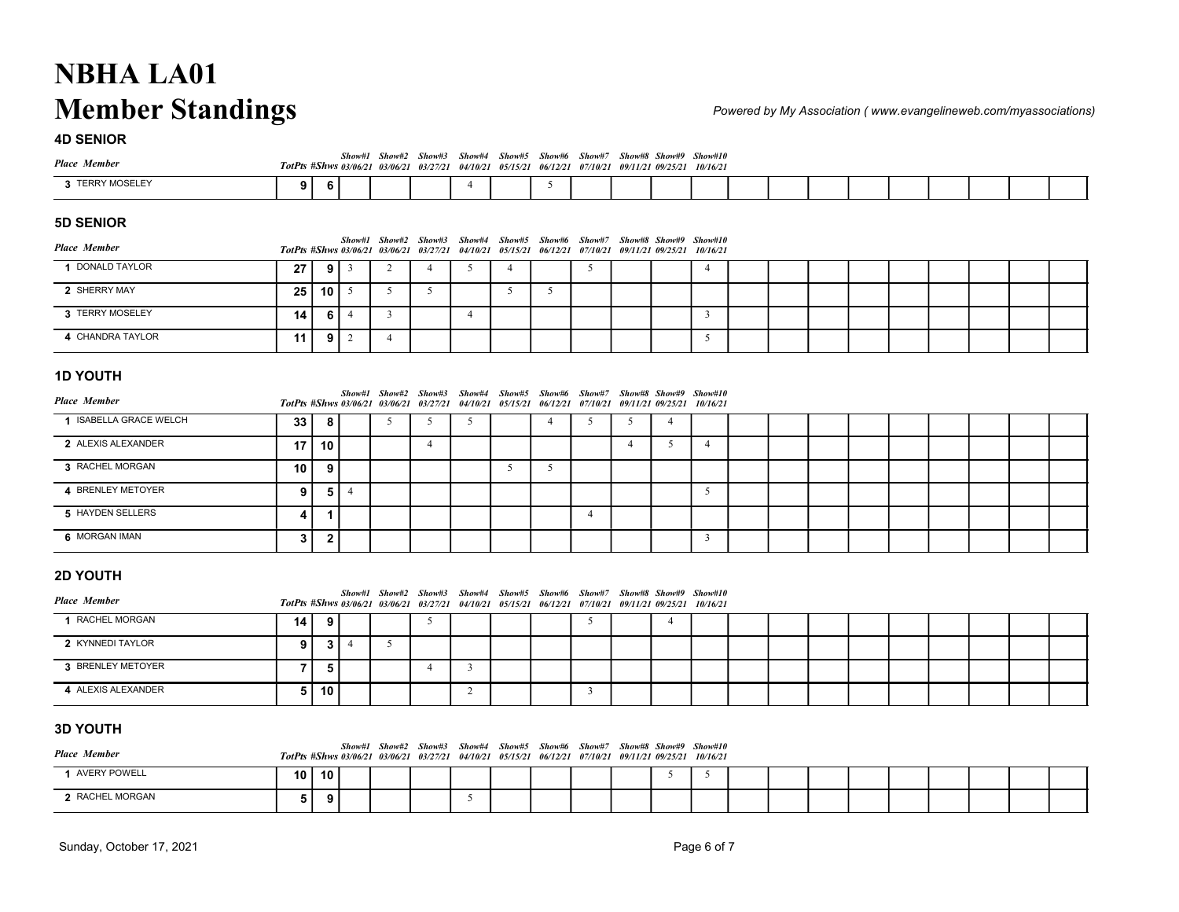# NBHA LA01

# Member Standings

### 4D SENIOR

| Place | Member | TotPts | #Shws | Show#1 03/06/21 | Show#2 03/06/21 | Show#3 03/27/21 | Show#4 04/10/21 | Show#5 05/15/21 | Show#6 06/12/21 | Show#7 07/10/21 | Show#8 09/11/21 | Show#9 09/25/21 | Show#10 10/16/21 |
|---|---|---|---|---|---|---|---|---|---|---|---|---|---|
| 3 | TERRY MOSELEY | 9 | 6 | | | | 4 | | 5 | | | | |

### 5D SENIOR

| Place | Member | TotPts | #Shws | Show#1 03/06/21 | Show#2 03/06/21 | Show#3 03/27/21 | Show#4 04/10/21 | Show#5 05/15/21 | Show#6 06/12/21 | Show#7 07/10/21 | Show#8 09/11/21 | Show#9 09/25/21 | Show#10 10/16/21 |
|---|---|---|---|---|---|---|---|---|---|---|---|---|---|
| 1 | DONALD TAYLOR | 27 | 9 | 3 | 2 | 4 | 5 | 4 | | 5 | | | 4 |
| 2 | SHERRY MAY | 25 | 10 | 5 | 5 | 5 | | 5 | 5 | | | | |
| 3 | TERRY MOSELEY | 14 | 6 | 4 | 3 | | 4 | | | | | | 3 |
| 4 | CHANDRA TAYLOR | 11 | 9 | 2 | 4 | | | | | | | | 5 |

### 1D YOUTH

| Place | Member | TotPts | #Shws | Show#1 03/06/21 | Show#2 03/06/21 | Show#3 03/27/21 | Show#4 04/10/21 | Show#5 05/15/21 | Show#6 06/12/21 | Show#7 07/10/21 | Show#8 09/11/21 | Show#9 09/25/21 | Show#10 10/16/21 |
|---|---|---|---|---|---|---|---|---|---|---|---|---|---|
| 1 | ISABELLA GRACE WELCH | 33 | 8 | | 5 | 5 | 5 | | 4 | 5 | 5 | 4 | |
| 2 | ALEXIS ALEXANDER | 17 | 10 | | | 4 | | | | | 4 | 5 | 4 |
| 3 | RACHEL MORGAN | 10 | 9 | | | | | 5 | 5 | | | | |
| 4 | BRENLEY METOYER | 9 | 5 | 4 | | | | | | | | | 5 |
| 5 | HAYDEN SELLERS | 4 | 1 | | | | | | | 4 | | | |
| 6 | MORGAN IMAN | 3 | 2 | | | | | | | | | | 3 |

### 2D YOUTH

| Place | Member | TotPts | #Shws | Show#1 03/06/21 | Show#2 03/06/21 | Show#3 03/27/21 | Show#4 04/10/21 | Show#5 05/15/21 | Show#6 06/12/21 | Show#7 07/10/21 | Show#8 09/11/21 | Show#9 09/25/21 | Show#10 10/16/21 |
|---|---|---|---|---|---|---|---|---|---|---|---|---|---|
| 1 | RACHEL MORGAN | 14 | 9 | | | 5 | | | | 5 | | 4 | |
| 2 | KYNNEDI TAYLOR | 9 | 3 | 4 | 5 | | | | | | | | |
| 3 | BRENLEY METOYER | 7 | 5 | | | 4 | 3 | | | | | | |
| 4 | ALEXIS ALEXANDER | 5 | 10 | | | | 2 | | | 3 | | | |

### 3D YOUTH

| Place | Member | TotPts | #Shws | Show#1 03/06/21 | Show#2 03/06/21 | Show#3 03/27/21 | Show#4 04/10/21 | Show#5 05/15/21 | Show#6 06/12/21 | Show#7 07/10/21 | Show#8 09/11/21 | Show#9 09/25/21 | Show#10 10/16/21 |
|---|---|---|---|---|---|---|---|---|---|---|---|---|---|
| 1 | AVERY POWELL | 10 | 10 | | | | | | | | | 5 | 5 |
| 2 | RACHEL MORGAN | 5 | 9 | | | | 5 | | | | | | |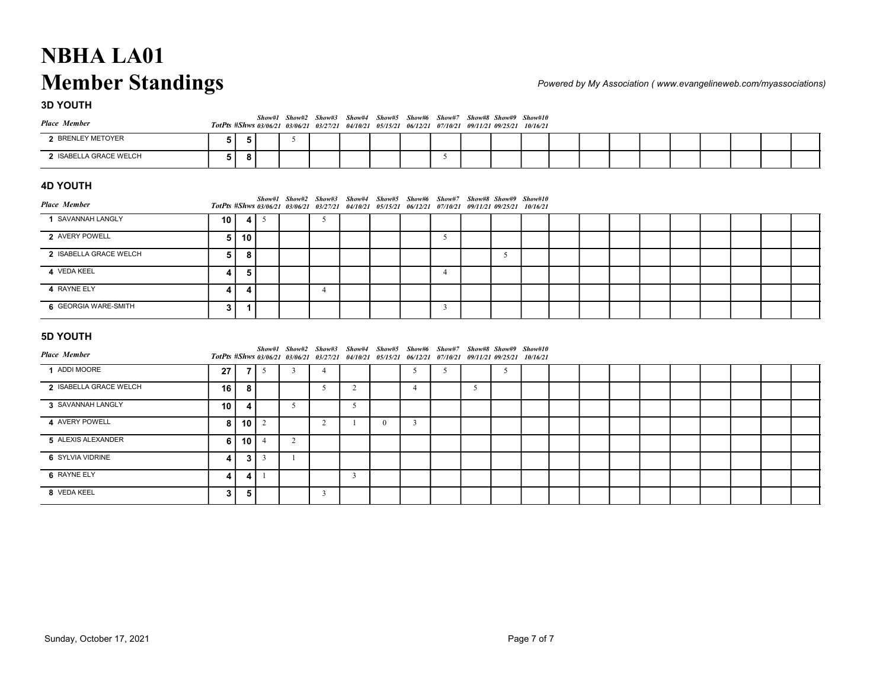# NBHA LA01
# Member Standings

*Powered by My Association ( www.evangelineweb.com/myassociations)*

### 3D YOUTH

| Place | Member | TotPts | #Shws | Show#1 03/06/21 | Show#2 03/06/21 | Show#3 03/27/21 | Show#4 04/10/21 | Show#5 05/15/21 | Show#6 06/12/21 | Show#7 07/10/21 | Show#8 09/11/21 | Show#9 09/25/21 | Show#10 10/16/21 |
|---|---|---|---|---|---|---|---|---|---|---|---|---|---|
| 2 | BRENLEY METOYER | 5 | 5 | | 5 | | | | | | | | |
| 2 | ISABELLA GRACE WELCH | 5 | 8 | | | | | | | 5 | | | |

### 4D YOUTH

| Place | Member | TotPts | #Shws | Show#1 03/06/21 | Show#2 03/06/21 | Show#3 03/27/21 | Show#4 04/10/21 | Show#5 05/15/21 | Show#6 06/12/21 | Show#7 07/10/21 | Show#8 09/11/21 | Show#9 09/25/21 | Show#10 10/16/21 |
|---|---|---|---|---|---|---|---|---|---|---|---|---|---|
| 1 | SAVANNAH LANGLY | 10 | 4 | 5 | | 5 | | | | | | | |
| 2 | AVERY POWELL | 5 | 10 | | | | | | | 5 | | | |
| 2 | ISABELLA GRACE WELCH | 5 | 8 | | | | | | | | | 5 | |
| 4 | VEDA KEEL | 4 | 5 | | | | | | | 4 | | | |
| 4 | RAYNE ELY | 4 | 4 | | | 4 | | | | | | | |
| 6 | GEORGIA WARE-SMITH | 3 | 1 | | | | | | | 3 | | | |

### 5D YOUTH

| Place | Member | TotPts | #Shws | Show#1 03/06/21 | Show#2 03/06/21 | Show#3 03/27/21 | Show#4 04/10/21 | Show#5 05/15/21 | Show#6 06/12/21 | Show#7 07/10/21 | Show#8 09/11/21 | Show#9 09/25/21 | Show#10 10/16/21 |
|---|---|---|---|---|---|---|---|---|---|---|---|---|---|
| 1 | ADDI MOORE | 27 | 7 | 5 | 3 | 4 | | | 5 | 5 | | 5 | |
| 2 | ISABELLA GRACE WELCH | 16 | 8 | | | 5 | 2 | | 4 | | 5 | | |
| 3 | SAVANNAH LANGLY | 10 | 4 | | 5 | | 5 | | | | | | |
| 4 | AVERY POWELL | 8 | 10 | 2 | | 2 | 1 | 0 | 3 | | | | |
| 5 | ALEXIS ALEXANDER | 6 | 10 | 4 | 2 | | | | | | | | |
| 6 | SYLVIA VIDRINE | 4 | 3 | 3 | 1 | | | | | | | | |
| 6 | RAYNE ELY | 4 | 4 | 1 | | | 3 | | | | | | |
| 8 | VEDA KEEL | 3 | 5 | | | 3 | | | | | | | |

Sunday, October 17, 2021